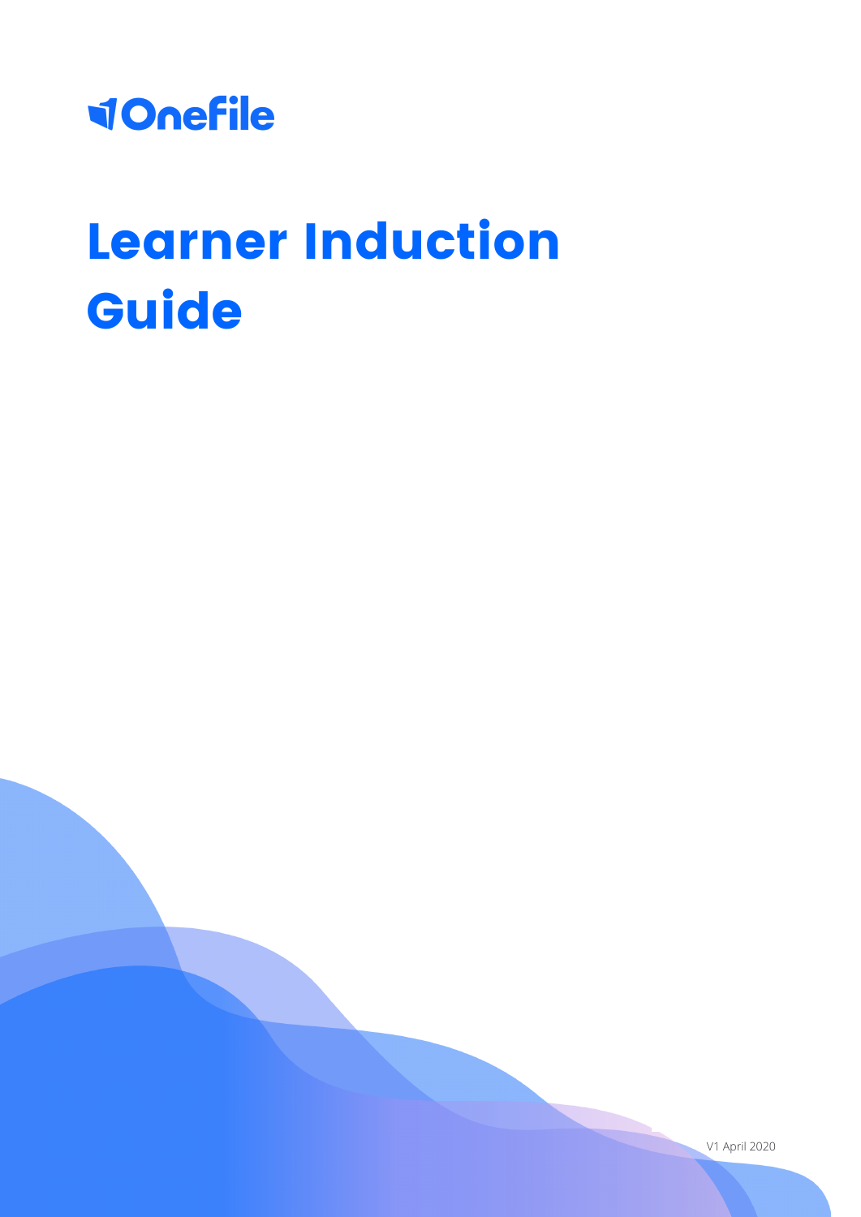OneFile

# Learner Induction Guide

V1 April 2020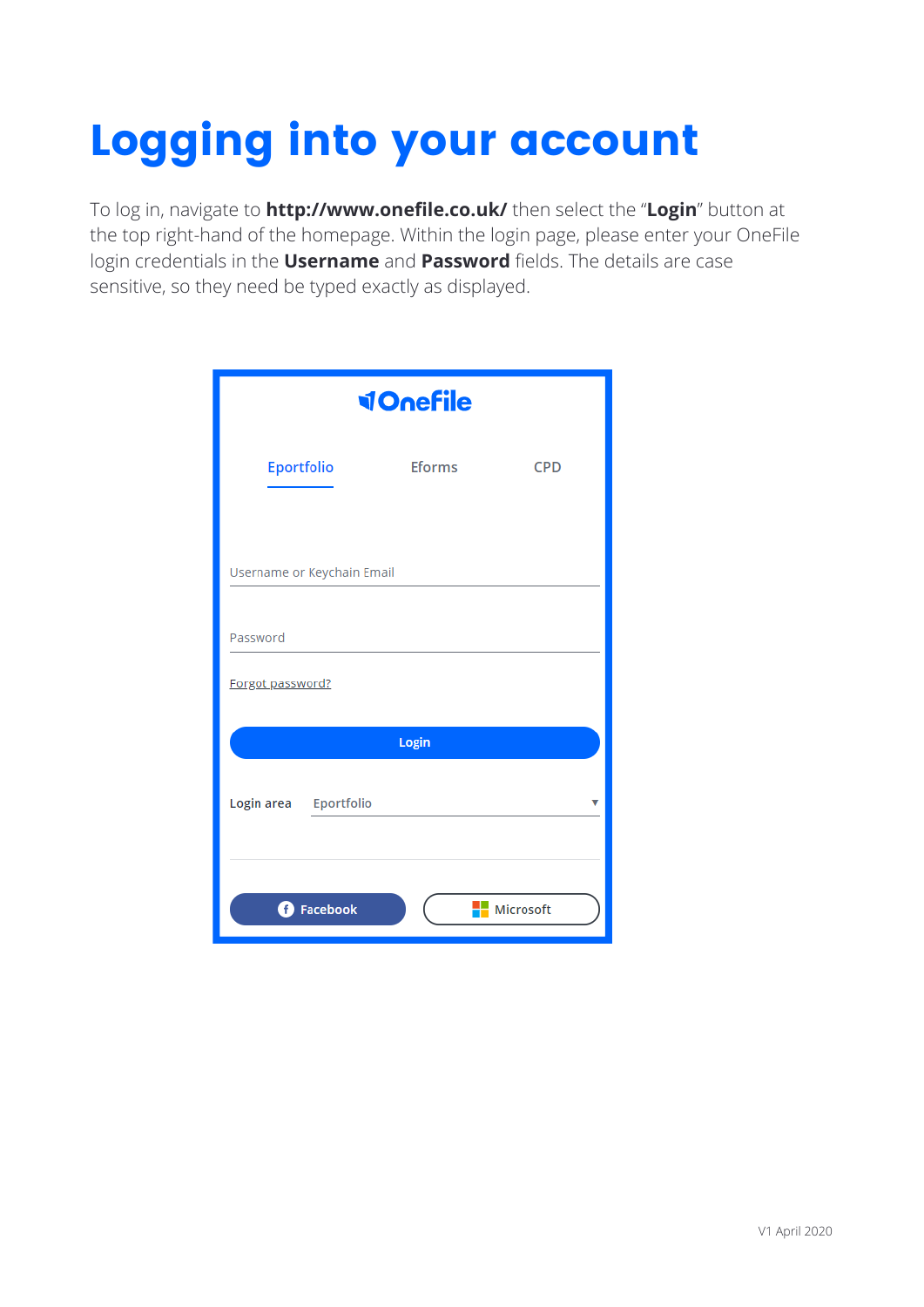# Logging into your account

To log in, navigate to **http://www.onefile.co.uk/** then select the "**Login**" button at the top right-hand of the homepage. Within the login page, please enter your OneFile login credentials in the **Username** and **Password** fields. The details are case sensitive, so they need be typed exactly as displayed.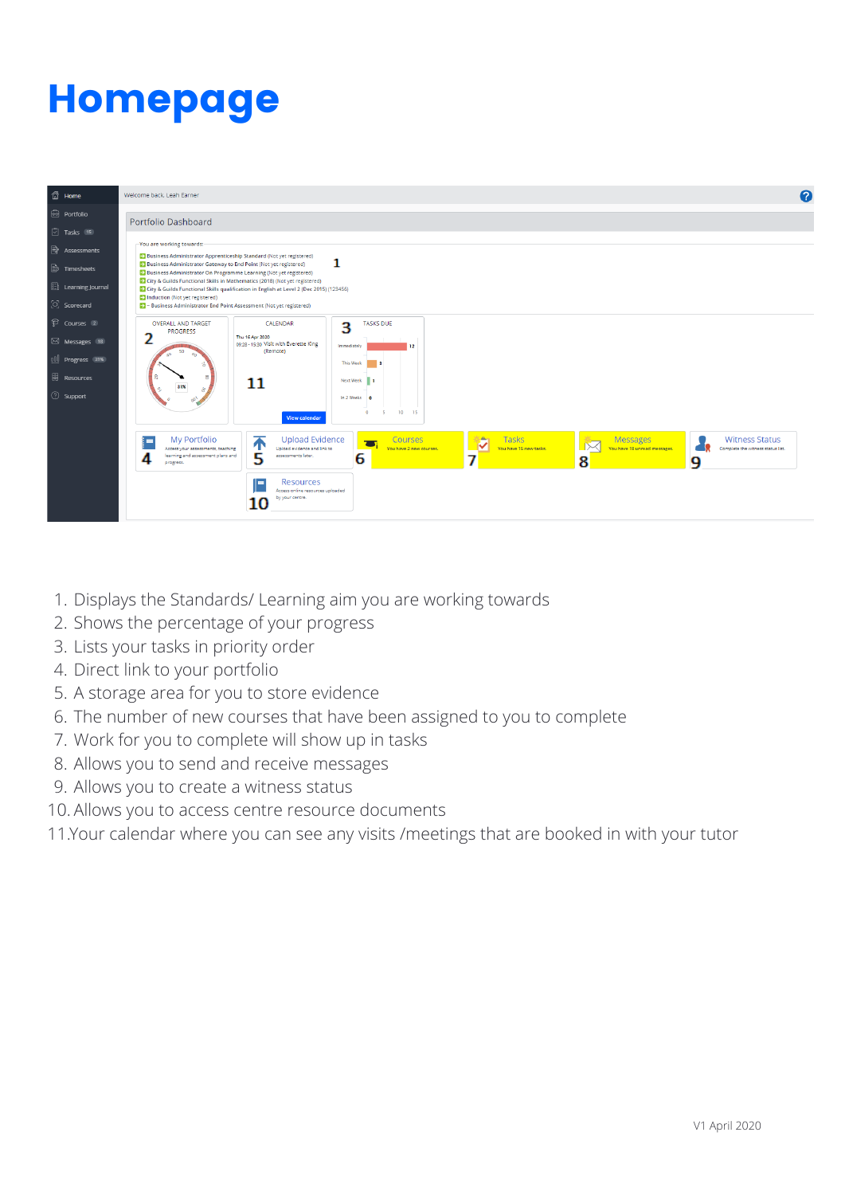# Homepage

1. Displays the Standards/ Learning aim you are working towards
2. Shows the percentage of your progress
3. Lists your tasks in priority order
4. Direct link to your portfolio
5. A storage area for you to store evidence
6. The number of new courses that have been assigned to you to complete
7. Work for you to complete will show up in tasks
8. Allows you to send and receive messages
9. Allows you to create a witness status
10. Allows you to access centre resource documents
11. Your calendar where you can see any visits /meetings that are booked in with your tutor

V1 April 2020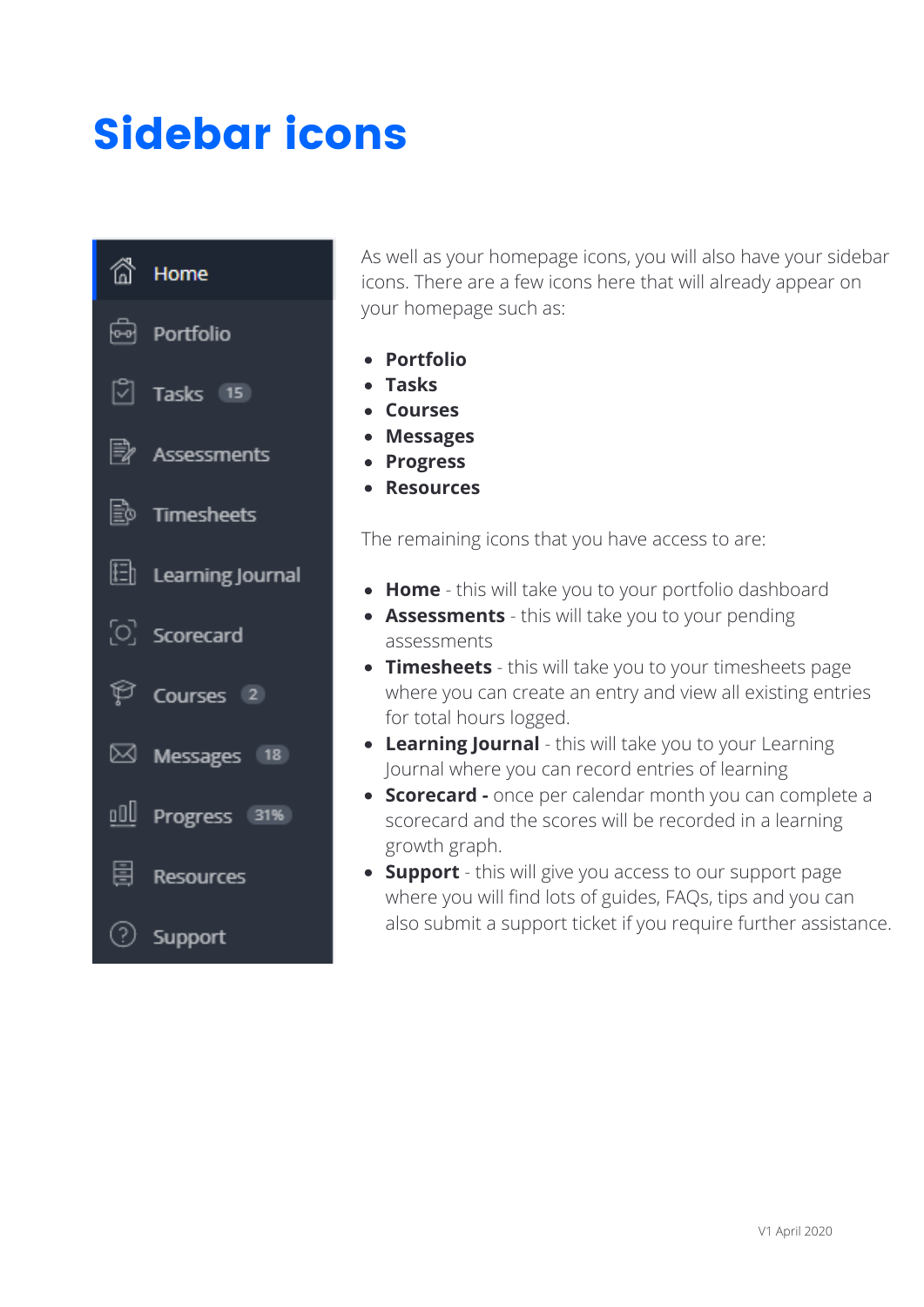# Sidebar icons

As well as your homepage icons, you will also have your sidebar icons. There are a few icons here that will already appear on your homepage such as:

- **Portfolio**
- **Tasks**
- **Courses**
- **Messages**
- **Progress**
- **Resources**

The remaining icons that you have access to are:

- **Home** - this will take you to your portfolio dashboard
- **Assessments** - this will take you to your pending assessments
- **Timesheets** - this will take you to your timesheets page where you can create an entry and view all existing entries for total hours logged.
- **Learning Journal** - this will take you to your Learning Journal where you can record entries of learning
- **Scorecard -** once per calendar month you can complete a scorecard and the scores will be recorded in a learning growth graph.
- **Support** - this will give you access to our support page where you will find lots of guides, FAQs, tips and you can also submit a support ticket if you require further assistance.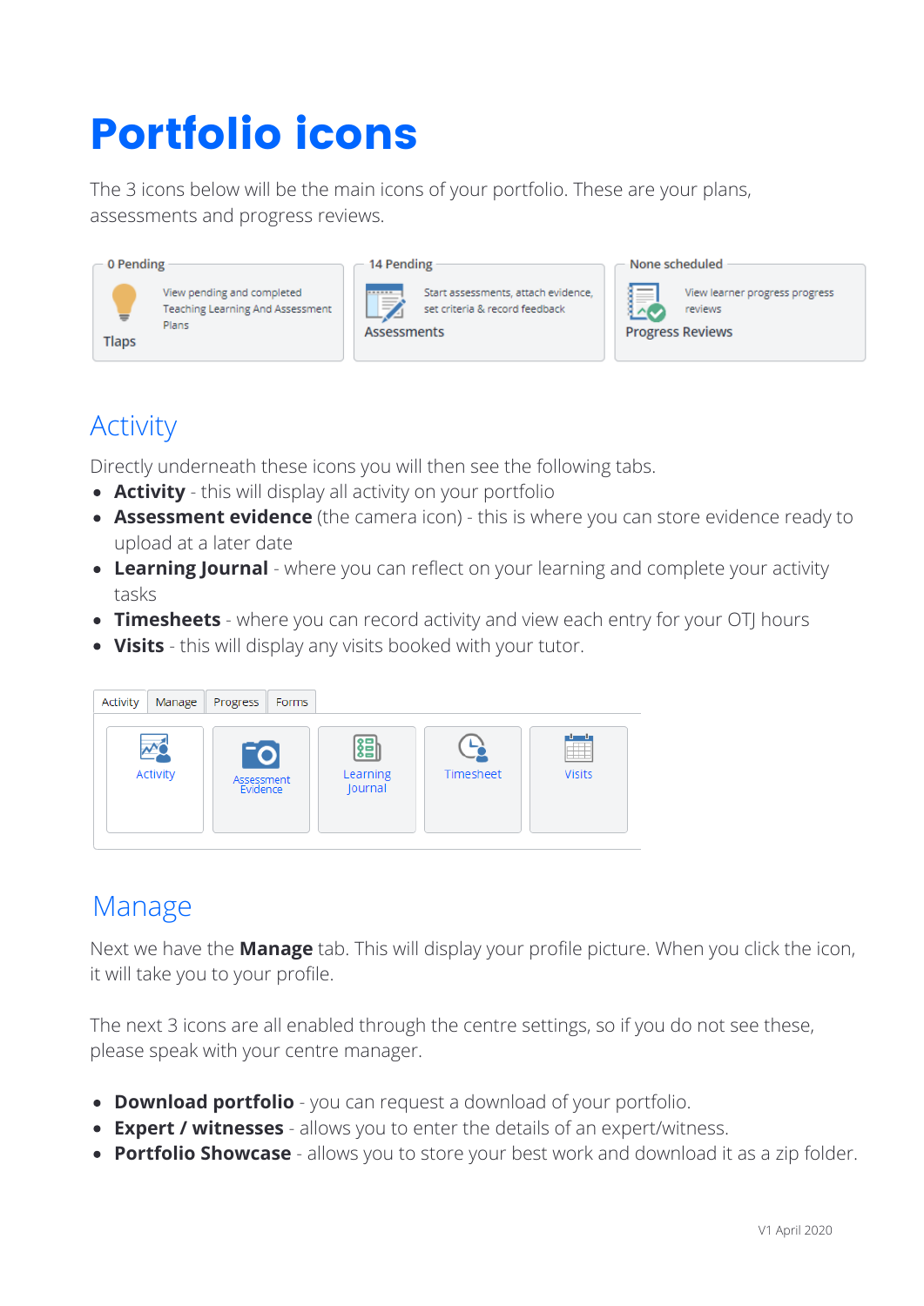# Portfolio icons

The 3 icons below will be the main icons of your portfolio. These are your plans, assessments and progress reviews.

| 0 Pending | 14 Pending | None scheduled |
|---|---|---|
| Tlaps – View pending and completed Teaching Learning And Assessment Plans | Assessments – Start assessments, attach evidence, set criteria & record feedback | Progress Reviews – View learner progress progress reviews |

## Activity

Directly underneath these icons you will then see the following tabs.

- **Activity** - this will display all activity on your portfolio
- **Assessment evidence** (the camera icon) - this is where you can store evidence ready to upload at a later date
- **Learning Journal** - where you can reflect on your learning and complete your activity tasks
- **Timesheets** - where you can record activity and view each entry for your OTJ hours
- **Visits** - this will display any visits booked with your tutor.

Activity | Manage | Progress | Forms

Activity | Assessment Evidence | Learning Journal | Timesheet | Visits

## Manage

Next we have the **Manage** tab. This will display your profile picture. When you click the icon, it will take you to your profile.

The next 3 icons are all enabled through the centre settings, so if you do not see these, please speak with your centre manager.

- **Download portfolio** - you can request a download of your portfolio.
- **Expert / witnesses** - allows you to enter the details of an expert/witness.
- **Portfolio Showcase** - allows you to store your best work and download it as a zip folder.

V1 April 2020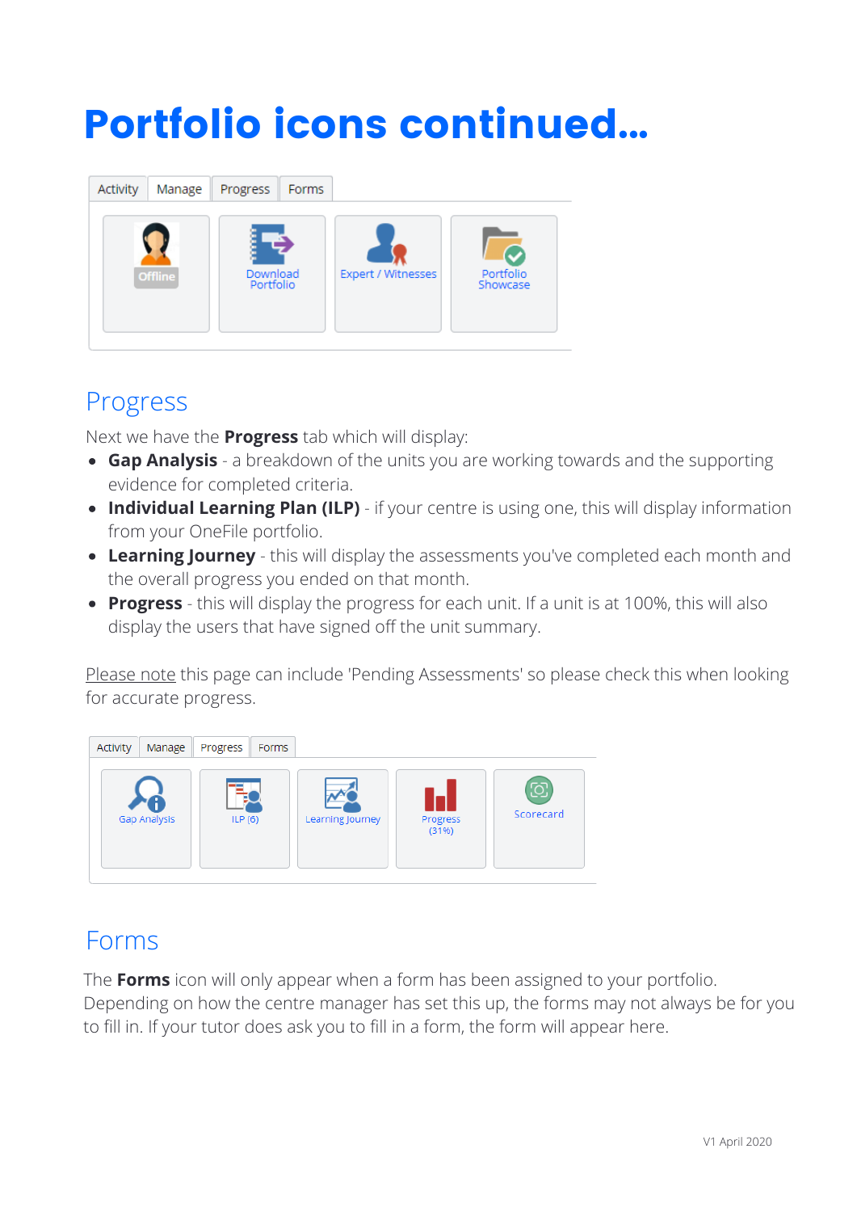# Portfolio icons continued...

## Progress

Next we have the **Progress** tab which will display:

- **Gap Analysis** - a breakdown of the units you are working towards and the supporting evidence for completed criteria.
- **Individual Learning Plan (ILP)** - if your centre is using one, this will display information from your OneFile portfolio.
- **Learning Journey** - this will display the assessments you've completed each month and the overall progress you ended on that month.
- **Progress** - this will display the progress for each unit. If a unit is at 100%, this will also display the users that have signed off the unit summary.

Please note this page can include 'Pending Assessments' so please check this when looking for accurate progress.

## Forms

The **Forms** icon will only appear when a form has been assigned to your portfolio. Depending on how the centre manager has set this up, the forms may not always be for you to fill in. If your tutor does ask you to fill in a form, the form will appear here.

V1 April 2020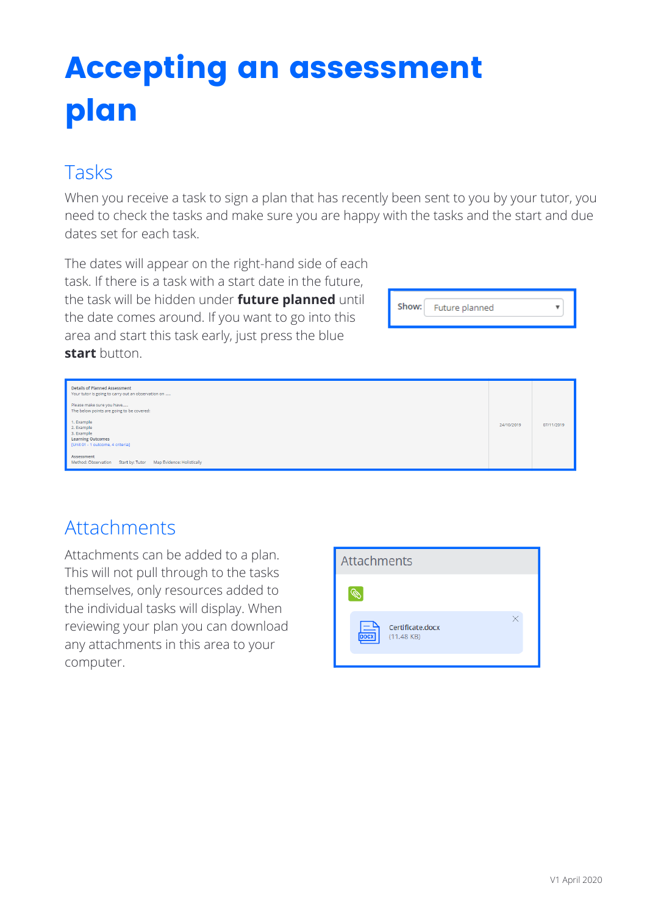# Accepting an assessment plan

## Tasks

When you receive a task to sign a plan that has recently been sent to you by your tutor, you need to check the tasks and make sure you are happy with the tasks and the start and due dates set for each task.

The dates will appear on the right-hand side of each task. If there is a task with a start date in the future, the task will be hidden under **future planned** until the date comes around. If you want to go into this area and start this task early, just press the blue **start** button.

## Attachments

Attachments can be added to a plan. This will not pull through to the tasks themselves, only resources added to the individual tasks will display. When reviewing your plan you can download any attachments in this area to your computer.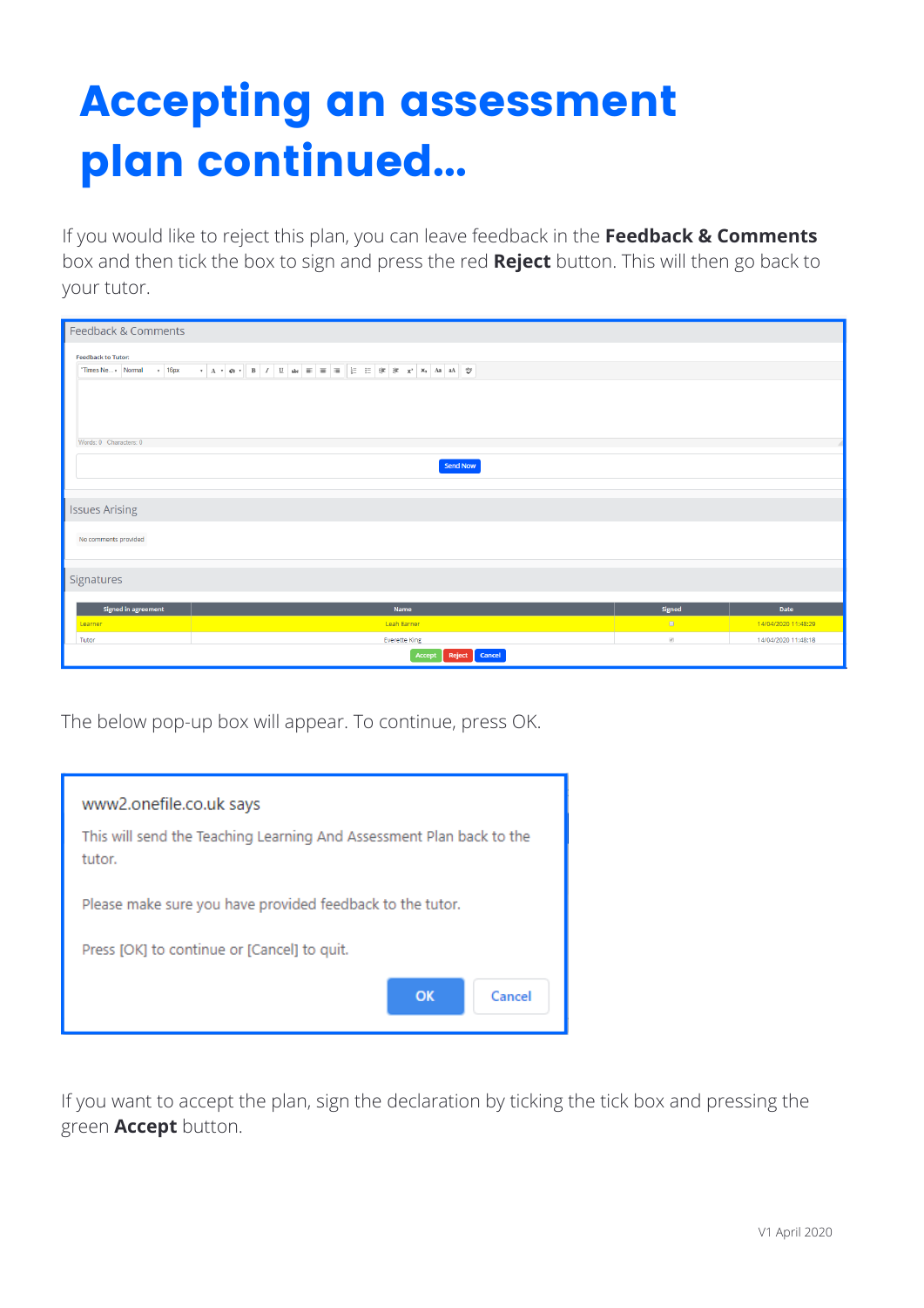# Accepting an assessment plan continued...

If you would like to reject this plan, you can leave feedback in the **Feedback & Comments** box and then tick the box to sign and press the red **Reject** button. This will then go back to your tutor.

Feedback & Comments

Feedback to Tutor:

Words: 0 Characters: 0

Send Now

Issues Arising

No comments provided

Signatures

| Signed in agreement | Name | Signed | Date |
|---|---|---|---|
| Learner | Leah Earner | ☐ | 14/04/2020 11:48:29 |
| Tutor | Everette King | ☑ | 14/04/2020 11:48:18 |

Accept Reject Cancel

The below pop-up box will appear. To continue, press OK.

www2.onefile.co.uk says

This will send the Teaching Learning And Assessment Plan back to the tutor.

Please make sure you have provided feedback to the tutor.

Press [OK] to continue or [Cancel] to quit.

OK Cancel

If you want to accept the plan, sign the declaration by ticking the tick box and pressing the green **Accept** button.

V1 April 2020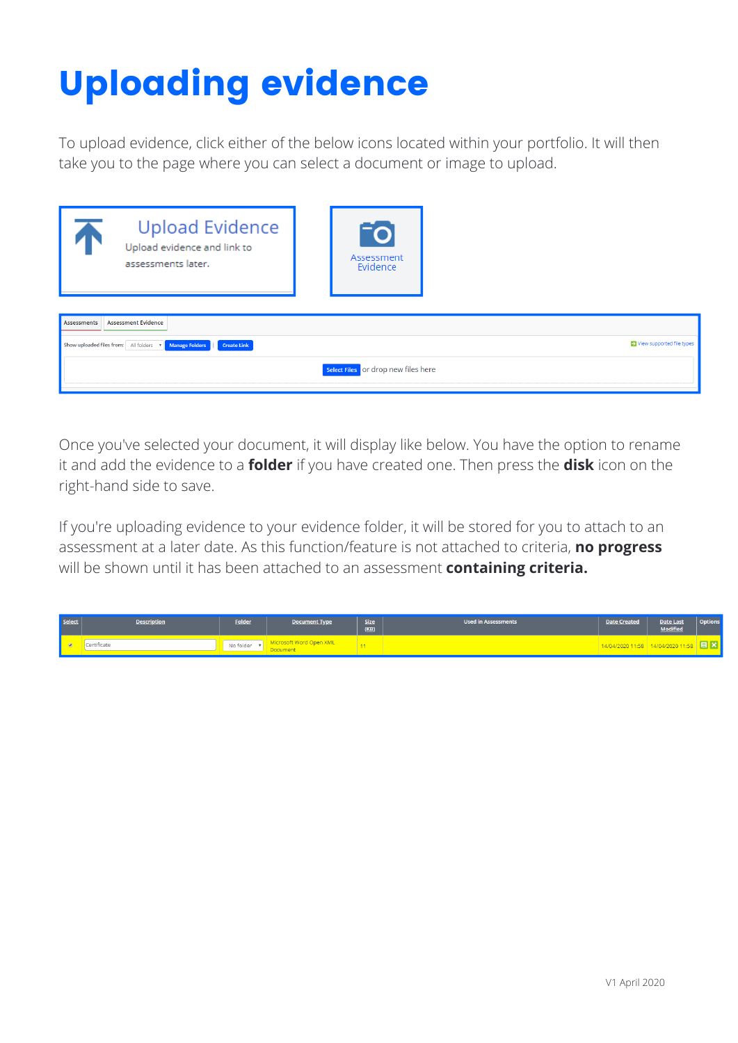# Uploading evidence

To upload evidence, click either of the below icons located within your portfolio. It will then take you to the page where you can select a document or image to upload.

Upload Evidence

Upload evidence and link to assessments later.

Assessment Evidence

Assessments | Assessment Evidence

Show uploaded files from: All folders | Manage Folders | Create Link

View supported file types

Select Files or drop new files here

Once you've selected your document, it will display like below. You have the option to rename it and add the evidence to a **folder** if you have created one. Then press the **disk** icon on the right-hand side to save.

If you're uploading evidence to your evidence folder, it will be stored for you to attach to an assessment at a later date. As this function/feature is not attached to criteria, **no progress** will be shown until it has been attached to an assessment **containing criteria.**

| Select | Description | Folder | Document Type | Size (KB) | Used in Assessments | Date Created | Date Last Modified | Options |
|---|---|---|---|---|---|---|---|---|
| ✓ | Certificate | No folder | Microsoft Word Open XML Document | 11 | | 14/04/2020 11:58 | 14/04/2020 11:58 | |

V1 April 2020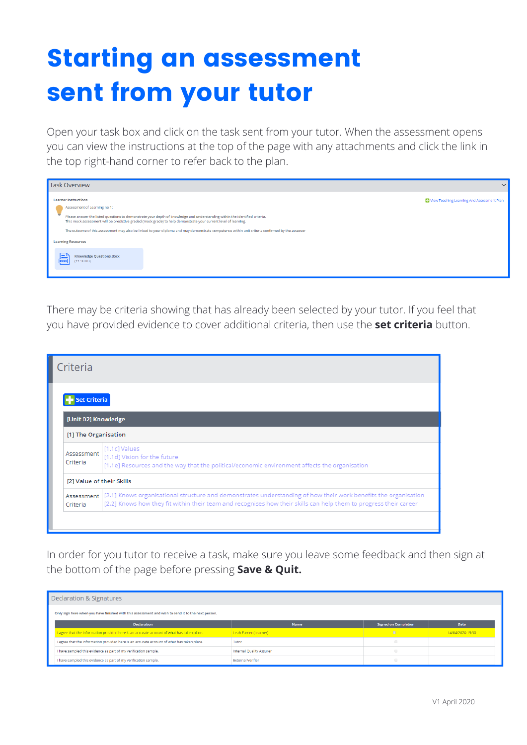# Starting an assessment sent from your tutor

Open your task box and click on the task sent from your tutor. When the assessment opens you can view the instructions at the top of the page with any attachments and click the link in the top right-hand corner to refer back to the plan.

Task Overview

Learner Instructions

Assessment of Learning no 1:

Please answer the listed questions to demonstrate your depth of knowledge and understanding within the identified criteria.
This mock assessment will be predictive graded (mock grade) to help demonstrate your current level of learning.

The outcome of this assessment may also be linked to your diploma and may demonstrate competence within unit criteria confirmed by the assessor

View Teaching Learning And Assessment Plan

Learning Resources

Knowledge Questions.docx
(11.38 KB)

There may be criteria showing that has already been selected by your tutor. If you feel that you have provided evidence to cover additional criteria, then use the **set criteria** button.

Criteria

Set Criteria

| [Unit 02] Knowledge | |
|---|---|
| [1] The Organisation | |
| Assessment Criteria | [1.1c] Values<br>[1.1d] Vision for the future<br>[1.1e] Resources and the way that the political/economic environment affects the organisation |
| [2] Value of their Skills | |
| Assessment Criteria | [2.1] Knows organisational structure and demonstrates understanding of how their work benefits the organisation<br>[2.2] Knows how they fit within their team and recognises how their skills can help them to progress their career |

In order for you tutor to receive a task, make sure you leave some feedback and then sign at the bottom of the page before pressing **Save & Quit.**

Declaration & Signatures

Only sign here when you have finished with this assessment and wish to send it to the next person.

| Declaration | Name | Signed on Completion | Date |
|---|---|---|---|
| I agree that the information provided here is an accurate account of what has taken place. | Leah Earner (Learner) | | 14/04/2020 15:30 |
| I agree that the information provided here is an accurate account of what has taken place. | Tutor | | |
| I have sampled this evidence as part of my verification sample. | Internal Quality Assurer | | |
| I have sampled this evidence as part of my verification sample. | External Verifier | | |

V1 April 2020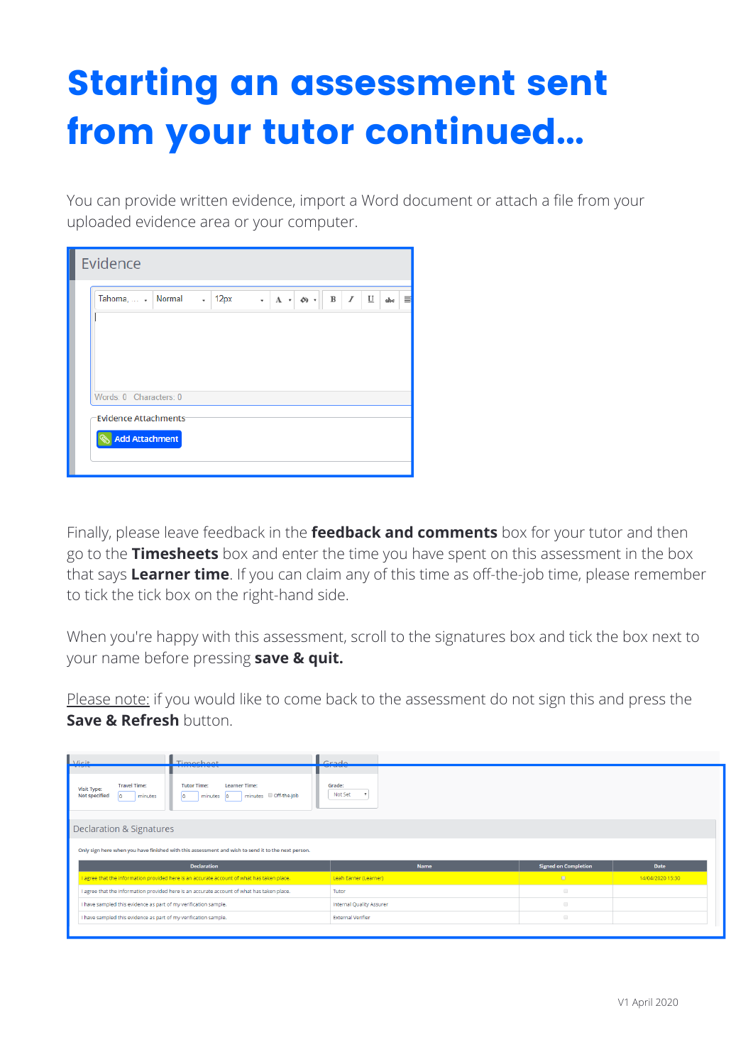# Starting an assessment sent from your tutor continued...

You can provide written evidence, import a Word document or attach a file from your uploaded evidence area or your computer.

Evidence

Tahoma, ... Normal 12px

Words: 0 Characters: 0

Evidence Attachments

Add Attachment

Finally, please leave feedback in the **feedback and comments** box for your tutor and then go to the **Timesheets** box and enter the time you have spent on this assessment in the box that says **Learner time**. If you can claim any of this time as off-the-job time, please remember to tick the tick box on the right-hand side.

When you're happy with this assessment, scroll to the signatures box and tick the box next to your name before pressing **save & quit.**

Please note: if you would like to come back to the assessment do not sign this and press the **Save & Refresh** button.

Visit | Timesheet | Grade

Visit Type: Not specified | Travel Time: 0 minutes | Tutor Time: 0 minutes | Learner Time: 0 minutes | Off-the-job | Grade: Not Set

Declaration & Signatures

Only sign here when you have finished with this assessment and wish to send it to the next person.

| Declaration | Name | Signed on Completion | Date |
| --- | --- | --- | --- |
| I agree that the information provided here is an accurate account of what has taken place. | Leah Earner (Learner) | ☐ | 14/04/2020 15:30 |
| I agree that the information provided here is an accurate account of what has taken place. | Tutor | ☐ | |
| I have sampled this evidence as part of my verification sample. | Internal Quality Assurer | ☐ | |
| I have sampled this evidence as part of my verification sample. | External Verifier | ☐ | |

V1 April 2020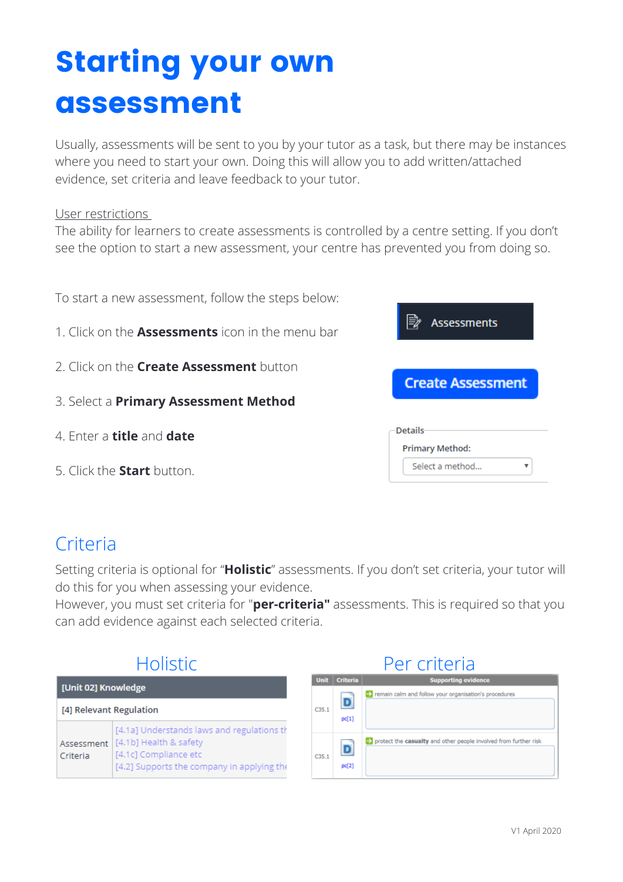# Starting your own assessment

Usually, assessments will be sent to you by your tutor as a task, but there may be instances where you need to start your own. Doing this will allow you to add written/attached evidence, set criteria and leave feedback to your tutor.

User restrictions

The ability for learners to create assessments is controlled by a centre setting. If you don't see the option to start a new assessment, your centre has prevented you from doing so.

To start a new assessment, follow the steps below:

1. Click on the **Assessments** icon in the menu bar
2. Click on the **Create Assessment** button
3. Select a **Primary Assessment Method**
4. Enter a **title** and **date**
5. Click the **Start** button.

Assessments

Create Assessment

Details
Primary Method:
Select a method...

## Criteria

Setting criteria is optional for "**Holistic**" assessments. If you don't set criteria, your tutor will do this for you when assessing your evidence.

However, you must set criteria for "**per-criteria"** assessments. This is required so that you can add evidence against each selected criteria.

### Holistic

| [Unit 02] Knowledge | |
|---|---|
| [4] Relevant Regulation | |
| Assessment Criteria | [4.1a] Understands laws and regulations th<br>[4.1b] Health & safety<br>[4.1c] Compliance etc<br>[4.2] Supports the company in applying the |

### Per criteria

| Unit | Criteria | Supporting evidence |
|---|---|---|
| C35.1 | pc[1] | remain calm and follow your organisation's procedures |
| C35.1 | pc[2] | protect the **casualty** and other people involved from further risk |

V1 April 2020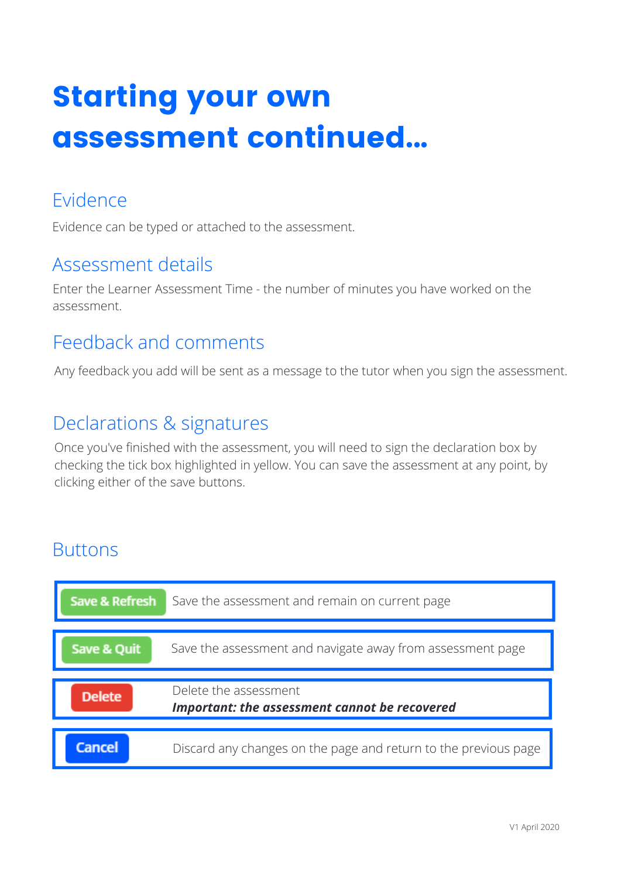# Starting your own assessment continued...

## Evidence

Evidence can be typed or attached to the assessment.

## Assessment details

Enter the Learner Assessment Time - the number of minutes you have worked on the assessment.

## Feedback and comments

Any feedback you add will be sent as a message to the tutor when you sign the assessment.

## Declarations & signatures

Once you've finished with the assessment, you will need to sign the declaration box by checking the tick box highlighted in yellow. You can save the assessment at any point, by clicking either of the save buttons.

## Buttons

| Button | Description |
| --- | --- |
| Save & Refresh | Save the assessment and remain on current page |
| Save & Quit | Save the assessment and navigate away from assessment page |
| Delete | Delete the assessment<br>***Important: the assessment cannot be recovered*** |
| Cancel | Discard any changes on the page and return to the previous page |

V1 April 2020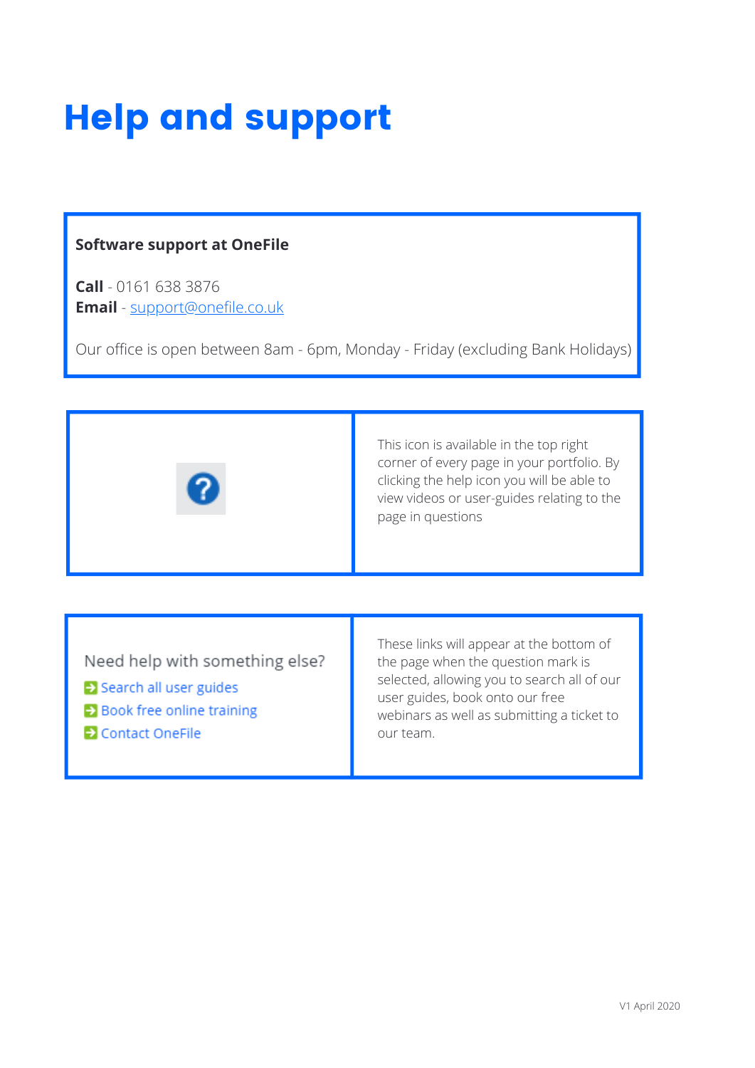# Help and support

**Software support at OneFile**

**Call** - 0161 638 3876
**Email** - support@onefile.co.uk

Our office is open between 8am - 6pm, Monday - Friday (excluding Bank Holidays)

| | |
|---|---|
| ? | This icon is available in the top right corner of every page in your portfolio. By clicking the help icon you will be able to view videos or user-guides relating to the page in questions |

| | |
|---|---|
| Need help with something else?<br>Search all user guides<br>Book free online training<br>Contact OneFile | These links will appear at the bottom of the page when the question mark is selected, allowing you to search all of our user guides, book onto our free webinars as well as submitting a ticket to our team. |

V1 April 2020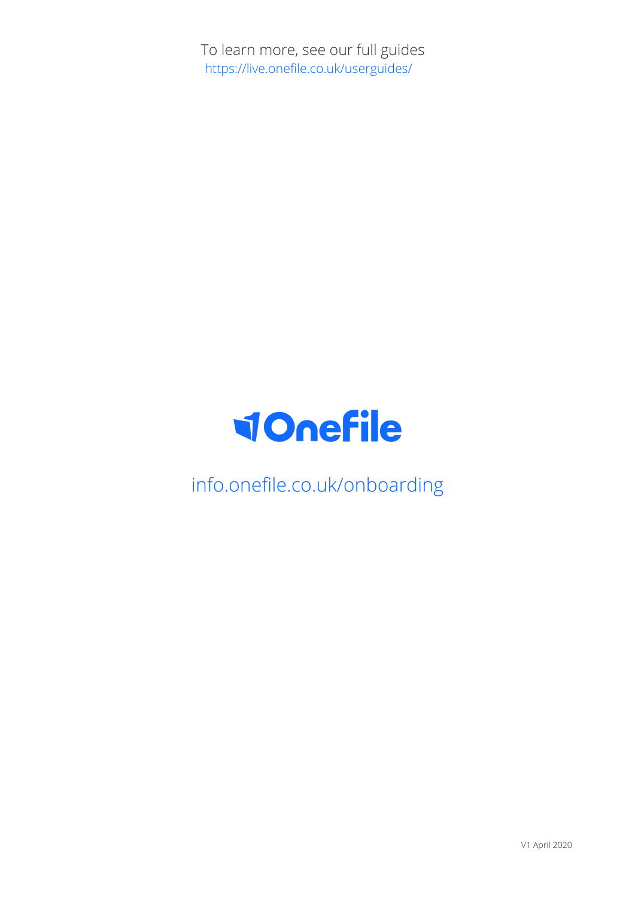To learn more, see our full guides
https://live.onefile.co.uk/userguides/

Onefile

info.onefile.co.uk/onboarding

V1 April 2020